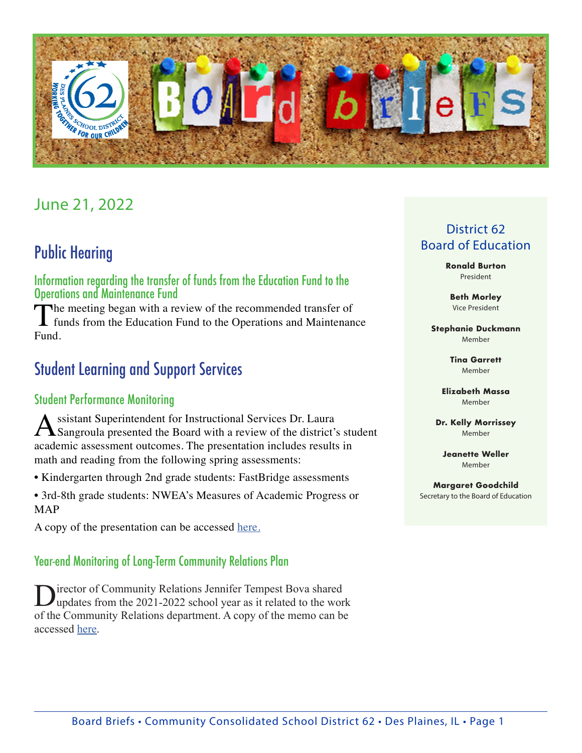# Board Briefs

June 21, 2022

## Public Hearing

### Information regarding the transfer of funds from the Education Fund to the Operations and Maintenance Fund

The meeting began with a review of the recommended transfer of funds from the Education Fund to the Operations and Maintenance Fund.

## Student Learning and Support Services

### Student Performance Monitoring

Assistant Superintendent for Instructional Services Dr. Laura Sangroula presented the Board with a review of the district's student academic assessment outcomes. The presentation includes results in math and reading from the following spring assessments:

- Kindergarten through 2nd grade students: FastBridge assessments
- 3rd-8th grade students: NWEA's Measures of Academic Progress or MAP

A copy of the presentation can be accessed here.

### Year-end Monitoring of Long-Term Community Relations Plan

Director of Community Relations Jennifer Tempest Bova shared updates from the 2021-2022 school year as it related to the work of the Community Relations department. A copy of the memo can be accessed here.

---

### District 62 Board of Education

**Ronald Burton**
President

**Beth Morley**
Vice President

**Stephanie Duckmann**
Member

**Tina Garrett**
Member

**Elizabeth Massa**
Member

**Dr. Kelly Morrissey**
Member

**Jeanette Weller**
Member

**Margaret Goodchild**
Secretary to the Board of Education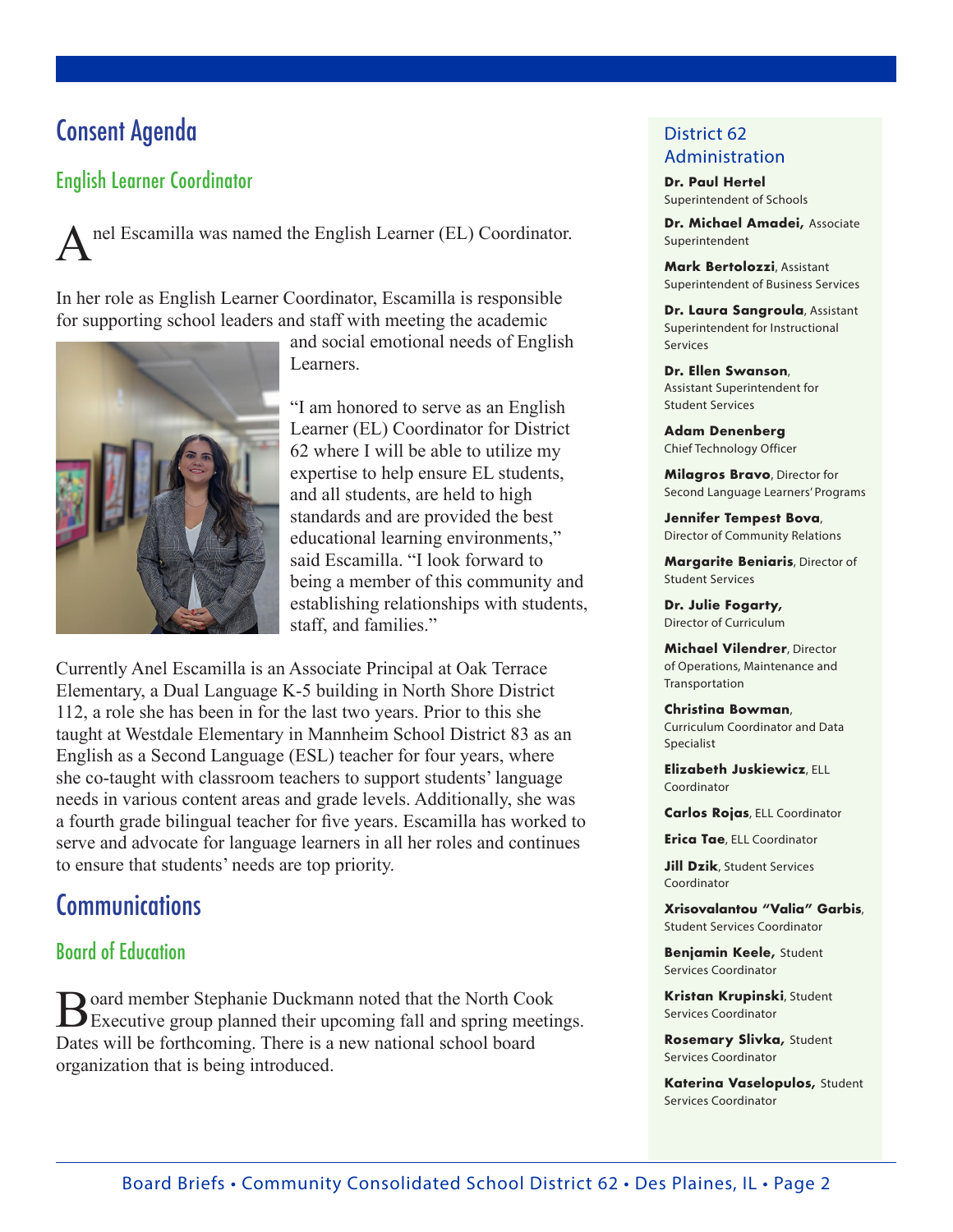# Consent Agenda

## English Learner Coordinator

Anel Escamilla was named the English Learner (EL) Coordinator.

In her role as English Learner Coordinator, Escamilla is responsible for supporting school leaders and staff with meeting the academic and social emotional needs of English Learners.

"I am honored to serve as an English Learner (EL) Coordinator for District 62 where I will be able to utilize my expertise to help ensure EL students, and all students, are held to high standards and are provided the best educational learning environments," said Escamilla. "I look forward to being a member of this community and establishing relationships with students, staff, and families."

Currently Anel Escamilla is an Associate Principal at Oak Terrace Elementary, a Dual Language K-5 building in North Shore District 112, a role she has been in for the last two years. Prior to this she taught at Westdale Elementary in Mannheim School District 83 as an English as a Second Language (ESL) teacher for four years, where she co-taught with classroom teachers to support students' language needs in various content areas and grade levels. Additionally, she was a fourth grade bilingual teacher for five years. Escamilla has worked to serve and advocate for language learners in all her roles and continues to ensure that students' needs are top priority.

# Communications

## Board of Education

Board member Stephanie Duckmann noted that the North Cook Executive group planned their upcoming fall and spring meetings. Dates will be forthcoming. There is a new national school board organization that is being introduced.

## District 62 Administration

**Dr. Paul Hertel**
Superintendent of Schools

**Dr. Michael Amadei,** Associate Superintendent

**Mark Bertolozzi**, Assistant Superintendent of Business Services

**Dr. Laura Sangroula**, Assistant Superintendent for Instructional Services

**Dr. Ellen Swanson**, Assistant Superintendent for Student Services

**Adam Denenberg**
Chief Technology Officer

**Milagros Bravo**, Director for Second Language Learners' Programs

**Jennifer Tempest Bova**, Director of Community Relations

**Margarite Beniaris**, Director of Student Services

**Dr. Julie Fogarty,** Director of Curriculum

**Michael Vilendrer**, Director of Operations, Maintenance and Transportation

**Christina Bowman**, Curriculum Coordinator and Data Specialist

**Elizabeth Juskiewicz**, ELL Coordinator

**Carlos Rojas**, ELL Coordinator

**Erica Tae**, ELL Coordinator

**Jill Dzik**, Student Services Coordinator

**Xrisovalantou "Valia" Garbis**, Student Services Coordinator

**Benjamin Keele,** Student Services Coordinator

**Kristan Krupinski**, Student Services Coordinator

**Rosemary Slivka,** Student Services Coordinator

**Katerina Vaselopulos,** Student Services Coordinator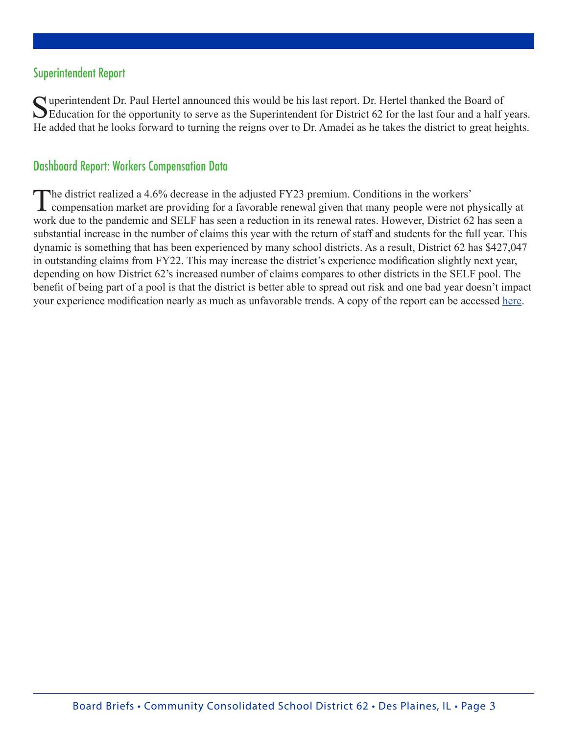## Superintendent Report

Superintendent Dr. Paul Hertel announced this would be his last report. Dr. Hertel thanked the Board of Education for the opportunity to serve as the Superintendent for District 62 for the last four and a half years. He added that he looks forward to turning the reigns over to Dr. Amadei as he takes the district to great heights.

## Dashboard Report: Workers Compensation Data

The district realized a 4.6% decrease in the adjusted FY23 premium. Conditions in the workers' compensation market are providing for a favorable renewal given that many people were not physically at work due to the pandemic and SELF has seen a reduction in its renewal rates. However, District 62 has seen a substantial increase in the number of claims this year with the return of staff and students for the full year. This dynamic is something that has been experienced by many school districts. As a result, District 62 has $427,047 in outstanding claims from FY22. This may increase the district's experience modification slightly next year, depending on how District 62's increased number of claims compares to other districts in the SELF pool. The benefit of being part of a pool is that the district is better able to spread out risk and one bad year doesn't impact your experience modification nearly as much as unfavorable trends. A copy of the report can be accessed here.